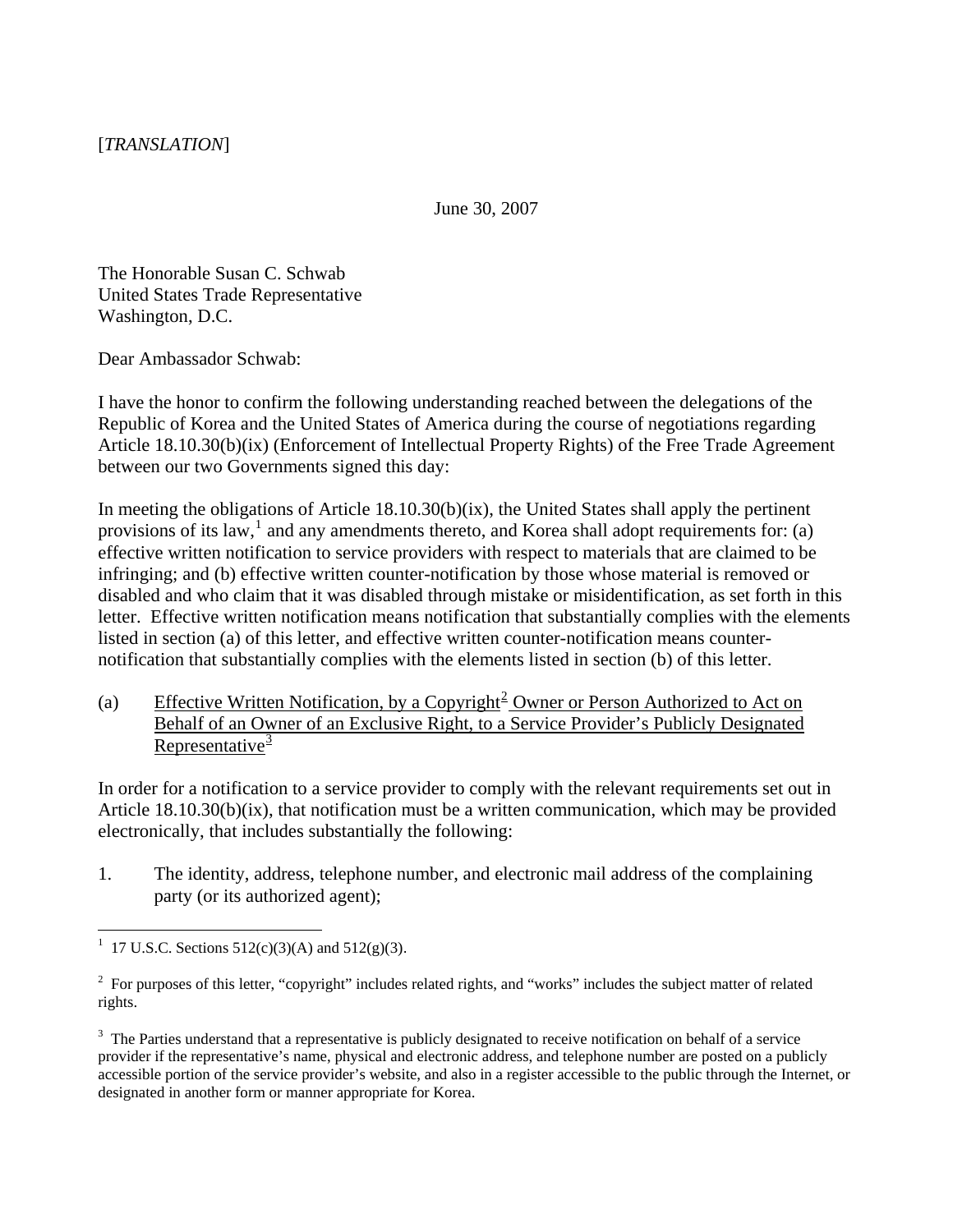[*TRANSLATION*]

June 30, 2007

The Honorable Susan C. Schwab
United States Trade Representative
Washington, D.C.

Dear Ambassador Schwab:

I have the honor to confirm the following understanding reached between the delegations of the Republic of Korea and the United States of America during the course of negotiations regarding Article 18.10.30(b)(ix) (Enforcement of Intellectual Property Rights) of the Free Trade Agreement between our two Governments signed this day:

In meeting the obligations of Article 18.10.30(b)(ix), the United States shall apply the pertinent provisions of its law,[1] and any amendments thereto, and Korea shall adopt requirements for: (a) effective written notification to service providers with respect to materials that are claimed to be infringing; and (b) effective written counter-notification by those whose material is removed or disabled and who claim that it was disabled through mistake or misidentification, as set forth in this letter. Effective written notification means notification that substantially complies with the elements listed in section (a) of this letter, and effective written counter-notification means counter-notification that substantially complies with the elements listed in section (b) of this letter.

(a) Effective Written Notification, by a Copyright[2] Owner or Person Authorized to Act on Behalf of an Owner of an Exclusive Right, to a Service Provider's Publicly Designated Representative[3]

In order for a notification to a service provider to comply with the relevant requirements set out in Article 18.10.30(b)(ix), that notification must be a written communication, which may be provided electronically, that includes substantially the following:

1. The identity, address, telephone number, and electronic mail address of the complaining party (or its authorized agent);

---

[1] 17 U.S.C. Sections 512(c)(3)(A) and 512(g)(3).

[2] For purposes of this letter, "copyright" includes related rights, and "works" includes the subject matter of related rights.

[3] The Parties understand that a representative is publicly designated to receive notification on behalf of a service provider if the representative's name, physical and electronic address, and telephone number are posted on a publicly accessible portion of the service provider's website, and also in a register accessible to the public through the Internet, or designated in another form or manner appropriate for Korea.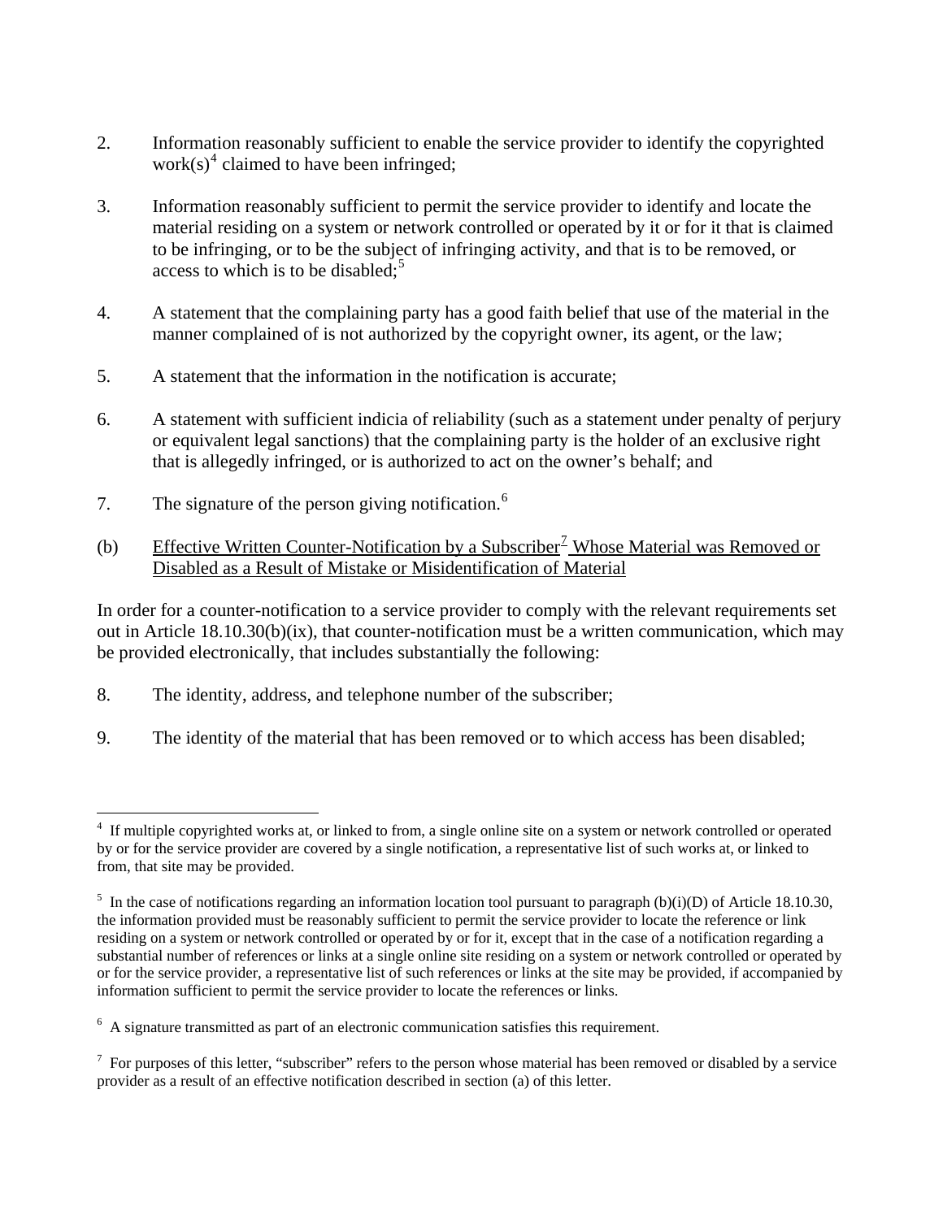2. Information reasonably sufficient to enable the service provider to identify the copyrighted work(s)[4] claimed to have been infringed;

3. Information reasonably sufficient to permit the service provider to identify and locate the material residing on a system or network controlled or operated by it or for it that is claimed to be infringing, or to be the subject of infringing activity, and that is to be removed, or access to which is to be disabled;[5]

4. A statement that the complaining party has a good faith belief that use of the material in the manner complained of is not authorized by the copyright owner, its agent, or the law;

5. A statement that the information in the notification is accurate;

6. A statement with sufficient indicia of reliability (such as a statement under penalty of perjury or equivalent legal sanctions) that the complaining party is the holder of an exclusive right that is allegedly infringed, or is authorized to act on the owner's behalf; and

7. The signature of the person giving notification.[6]

(b) <u>Effective Written Counter-Notification by a Subscriber[7] Whose Material was Removed or Disabled as a Result of Mistake or Misidentification of Material</u>

In order for a counter-notification to a service provider to comply with the relevant requirements set out in Article 18.10.30(b)(ix), that counter-notification must be a written communication, which may be provided electronically, that includes substantially the following:

8. The identity, address, and telephone number of the subscriber;

9. The identity of the material that has been removed or to which access has been disabled;

---

[4] If multiple copyrighted works at, or linked to from, a single online site on a system or network controlled or operated by or for the service provider are covered by a single notification, a representative list of such works at, or linked to from, that site may be provided.

[5] In the case of notifications regarding an information location tool pursuant to paragraph (b)(i)(D) of Article 18.10.30, the information provided must be reasonably sufficient to permit the service provider to locate the reference or link residing on a system or network controlled or operated by or for it, except that in the case of a notification regarding a substantial number of references or links at a single online site residing on a system or network controlled or operated by or for the service provider, a representative list of such references or links at the site may be provided, if accompanied by information sufficient to permit the service provider to locate the references or links.

[6] A signature transmitted as part of an electronic communication satisfies this requirement.

[7] For purposes of this letter, "subscriber" refers to the person whose material has been removed or disabled by a service provider as a result of an effective notification described in section (a) of this letter.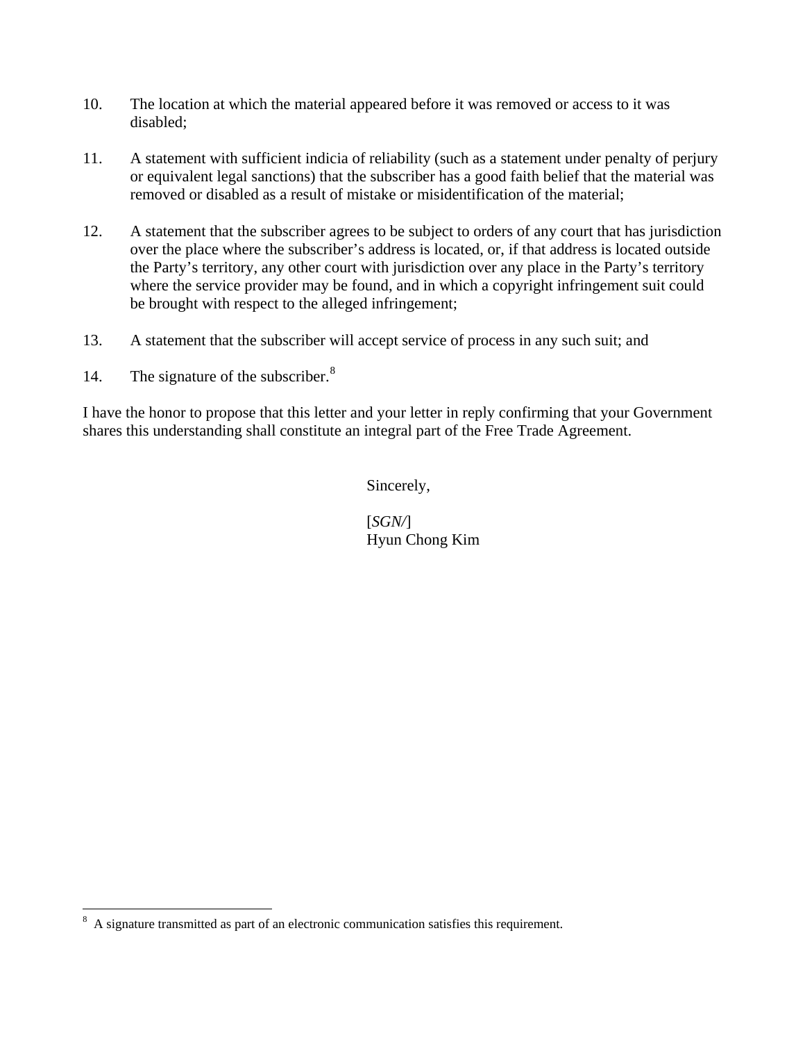10. The location at which the material appeared before it was removed or access to it was disabled;

11. A statement with sufficient indicia of reliability (such as a statement under penalty of perjury or equivalent legal sanctions) that the subscriber has a good faith belief that the material was removed or disabled as a result of mistake or misidentification of the material;

12. A statement that the subscriber agrees to be subject to orders of any court that has jurisdiction over the place where the subscriber's address is located, or, if that address is located outside the Party's territory, any other court with jurisdiction over any place in the Party's territory where the service provider may be found, and in which a copyright infringement suit could be brought with respect to the alleged infringement;

13. A statement that the subscriber will accept service of process in any such suit; and

14. The signature of the subscriber.[8]

I have the honor to propose that this letter and your letter in reply confirming that your Government shares this understanding shall constitute an integral part of the Free Trade Agreement.

Sincerely,

[*SGN/*]
Hyun Chong Kim

---

[8] A signature transmitted as part of an electronic communication satisfies this requirement.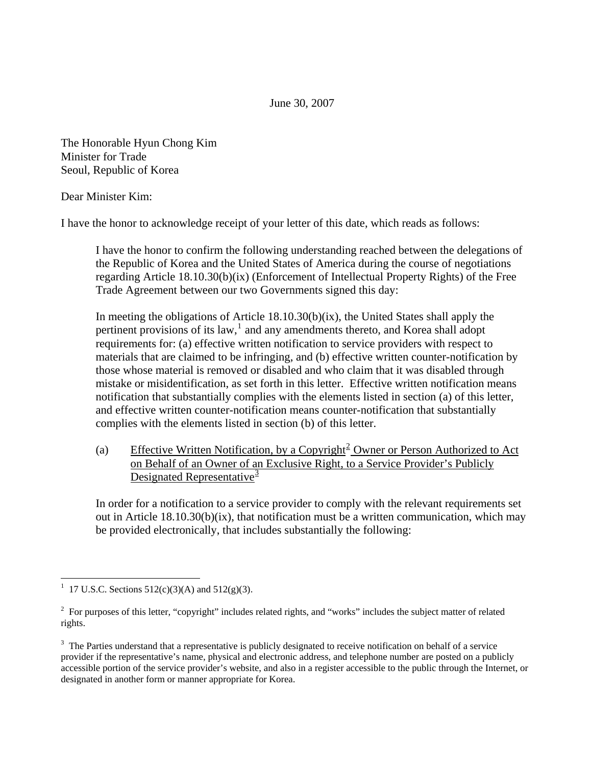June 30, 2007

The Honorable Hyun Chong Kim
Minister for Trade
Seoul, Republic of Korea

Dear Minister Kim:

I have the honor to acknowledge receipt of your letter of this date, which reads as follows:

> I have the honor to confirm the following understanding reached between the delegations of the Republic of Korea and the United States of America during the course of negotiations regarding Article 18.10.30(b)(ix) (Enforcement of Intellectual Property Rights) of the Free Trade Agreement between our two Governments signed this day:
>
> In meeting the obligations of Article 18.10.30(b)(ix), the United States shall apply the pertinent provisions of its law,[1] and any amendments thereto, and Korea shall adopt requirements for: (a) effective written notification to service providers with respect to materials that are claimed to be infringing, and (b) effective written counter-notification by those whose material is removed or disabled and who claim that it was disabled through mistake or misidentification, as set forth in this letter. Effective written notification means notification that substantially complies with the elements listed in section (a) of this letter, and effective written counter-notification means counter-notification that substantially complies with the elements listed in section (b) of this letter.
>
> (a) Effective Written Notification, by a Copyright[2] Owner or Person Authorized to Act on Behalf of an Owner of an Exclusive Right, to a Service Provider's Publicly Designated Representative[3]
>
> In order for a notification to a service provider to comply with the relevant requirements set out in Article 18.10.30(b)(ix), that notification must be a written communication, which may be provided electronically, that includes substantially the following:

---

[1] 17 U.S.C. Sections 512(c)(3)(A) and 512(g)(3).

[2] For purposes of this letter, "copyright" includes related rights, and "works" includes the subject matter of related rights.

[3] The Parties understand that a representative is publicly designated to receive notification on behalf of a service provider if the representative's name, physical and electronic address, and telephone number are posted on a publicly accessible portion of the service provider's website, and also in a register accessible to the public through the Internet, or designated in another form or manner appropriate for Korea.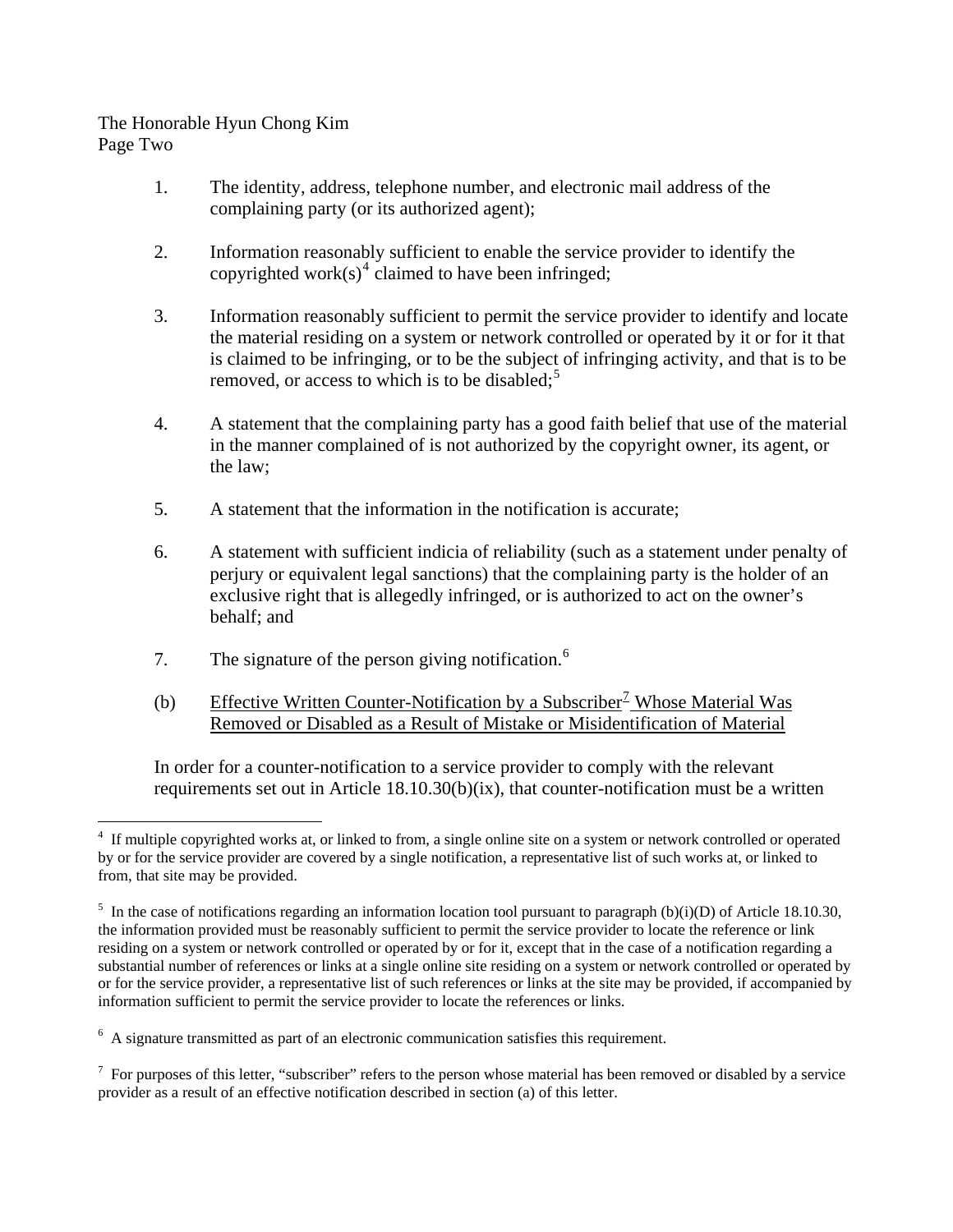1. The identity, address, telephone number, and electronic mail address of the complaining party (or its authorized agent);

2. Information reasonably sufficient to enable the service provider to identify the copyrighted work(s)[4] claimed to have been infringed;

3. Information reasonably sufficient to permit the service provider to identify and locate the material residing on a system or network controlled or operated by it or for it that is claimed to be infringing, or to be the subject of infringing activity, and that is to be removed, or access to which is to be disabled;[5]

4. A statement that the complaining party has a good faith belief that use of the material in the manner complained of is not authorized by the copyright owner, its agent, or the law;

5. A statement that the information in the notification is accurate;

6. A statement with sufficient indicia of reliability (such as a statement under penalty of perjury or equivalent legal sanctions) that the complaining party is the holder of an exclusive right that is allegedly infringed, or is authorized to act on the owner's behalf; and

7. The signature of the person giving notification.[6]

(b) Effective Written Counter-Notification by a Subscriber[7] Whose Material Was Removed or Disabled as a Result of Mistake or Misidentification of Material

In order for a counter-notification to a service provider to comply with the relevant requirements set out in Article 18.10.30(b)(ix), that counter-notification must be a written

---

[4] If multiple copyrighted works at, or linked to from, a single online site on a system or network controlled or operated by or for the service provider are covered by a single notification, a representative list of such works at, or linked to from, that site may be provided.

[5] In the case of notifications regarding an information location tool pursuant to paragraph (b)(i)(D) of Article 18.10.30, the information provided must be reasonably sufficient to permit the service provider to locate the reference or link residing on a system or network controlled or operated by or for it, except that in the case of a notification regarding a substantial number of references or links at a single online site residing on a system or network controlled or operated by or for the service provider, a representative list of such references or links at the site may be provided, if accompanied by information sufficient to permit the service provider to locate the references or links.

[6] A signature transmitted as part of an electronic communication satisfies this requirement.

[7] For purposes of this letter, "subscriber" refers to the person whose material has been removed or disabled by a service provider as a result of an effective notification described in section (a) of this letter.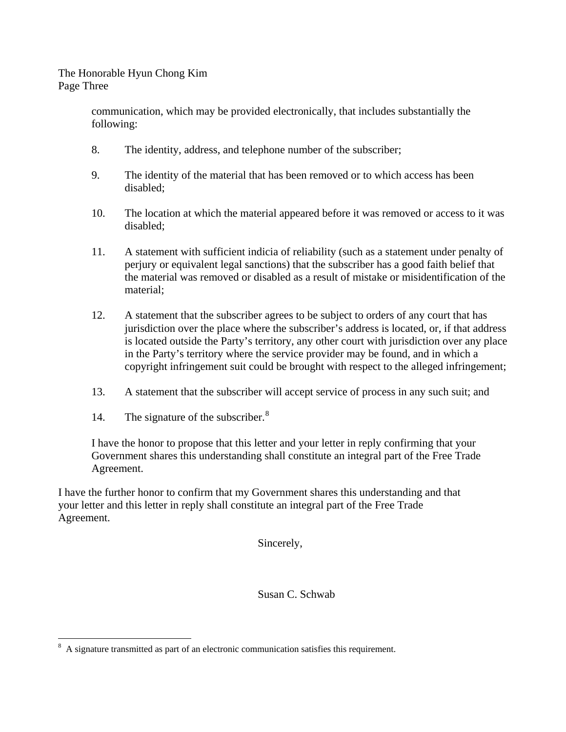communication, which may be provided electronically, that includes substantially the following:

8. The identity, address, and telephone number of the subscriber;

9. The identity of the material that has been removed or to which access has been disabled;

10. The location at which the material appeared before it was removed or access to it was disabled;

11. A statement with sufficient indicia of reliability (such as a statement under penalty of perjury or equivalent legal sanctions) that the subscriber has a good faith belief that the material was removed or disabled as a result of mistake or misidentification of the material;

12. A statement that the subscriber agrees to be subject to orders of any court that has jurisdiction over the place where the subscriber's address is located, or, if that address is located outside the Party's territory, any other court with jurisdiction over any place in the Party's territory where the service provider may be found, and in which a copyright infringement suit could be brought with respect to the alleged infringement;

13. A statement that the subscriber will accept service of process in any such suit; and

14. The signature of the subscriber.[8]

I have the honor to propose that this letter and your letter in reply confirming that your Government shares this understanding shall constitute an integral part of the Free Trade Agreement.

I have the further honor to confirm that my Government shares this understanding and that your letter and this letter in reply shall constitute an integral part of the Free Trade Agreement.

Sincerely,

Susan C. Schwab

[8] A signature transmitted as part of an electronic communication satisfies this requirement.